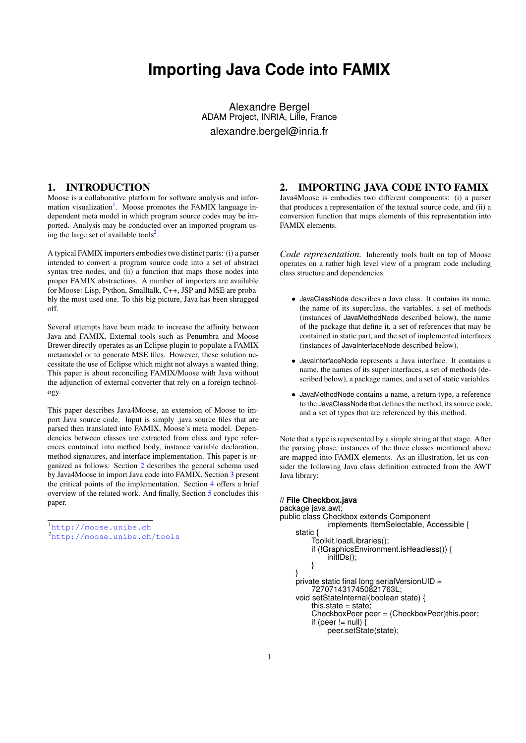# Importing Java Code into FAMIX

Alexandre Bergel
ADAM Project, INRIA, Lille, France
alexandre.bergel@inria.fr

## 1. INTRODUCTION

Moose is a collaborative platform for software analysis and information visualization[1]. Moose promotes the FAMIX language independent meta model in which program source codes may be imported. Analysis may be conducted over an imported program using the large set of available tools[2].

A typical FAMIX importers embodies two distinct parts: (i) a parser intended to convert a program source code into a set of abstract syntax tree nodes, and (ii) a function that maps those nodes into proper FAMIX abstractions. A number of importers are available for Moose: Lisp, Python, Smalltalk, C++, JSP and MSE are probably the most used one. To this big picture, Java has been shrugged off.

Several attempts have been made to increase the affinity between Java and FAMIX. External tools such as Penumbra and Moose Brewer directly operates as an Eclipse plugin to populate a FAMIX metamodel or to generate MSE files. However, these solution necessitate the use of Eclipse which might not always a wanted thing. This paper is about reconciling FAMIX/Moose with Java without the adjunction of external converter that rely on a foreign technology.

This paper describes Java4Moose, an extension of Moose to import Java source code. Input is simply .java source files that are parsed then translated into FAMIX, Moose's meta model. Dependencies between classes are extracted from class and type references contained into method body, instance variable declaration, method signatures, and interface implementation. This paper is organized as follows: Section 2 describes the general schema used by Java4Moose to import Java code into FAMIX. Section 3 present the critical points of the implementation. Section 4 offers a brief overview of the related work. And finally, Section 5 concludes this paper.

[1] http://moose.unibe.ch
[2] http://moose.unibe.ch/tools

## 2. IMPORTING JAVA CODE INTO FAMIX

Java4Moose is embodies two different components: (i) a parser that produces a representation of the textual source code, and (ii) a conversion function that maps elements of this representation into FAMIX elements.

*Code representation.* Inherently tools built on top of Moose operates on a rather high level view of a program code including class structure and dependencies.

- JavaClassNode describes a Java class. It contains its name, the name of its superclass, the variables, a set of methods (instances of JavaMethodNode described below), the name of the package that define it, a set of references that may be contained in static part, and the set of implemented interfaces (instances of JavaInterfaceNode described below).
- JavaInterfaceNode represents a Java interface. It contains a name, the names of its super interfaces, a set of methods (described below), a package names, and a set of static variables.
- JavaMethodNode contains a name, a return type, a reference to the JavaClassNode that defines the method, its source code, and a set of types that are referenced by this method.

Note that a type is represented by a simple string at that stage. After the parsing phase, instances of the three classes mentioned above are mapped into FAMIX elements. As an illustration, let us consider the following Java class definition extracted from the AWT Java library:

```
// File Checkbox.java
package java.awt;
public class Checkbox extends Component
            implements ItemSelectable, Accessible {
    static {
        Toolkit.loadLibraries();
        if (!GraphicsEnvironment.isHeadless()) {
            initIDs();
        }
    }
    private static final long serialVersionUID =
        7270714317450821763L;
    void setStateInternal(boolean state) {
        this.state = state;
        CheckboxPeer peer = (CheckboxPeer)this.peer;
        if (peer != null) {
            peer.setState(state);
```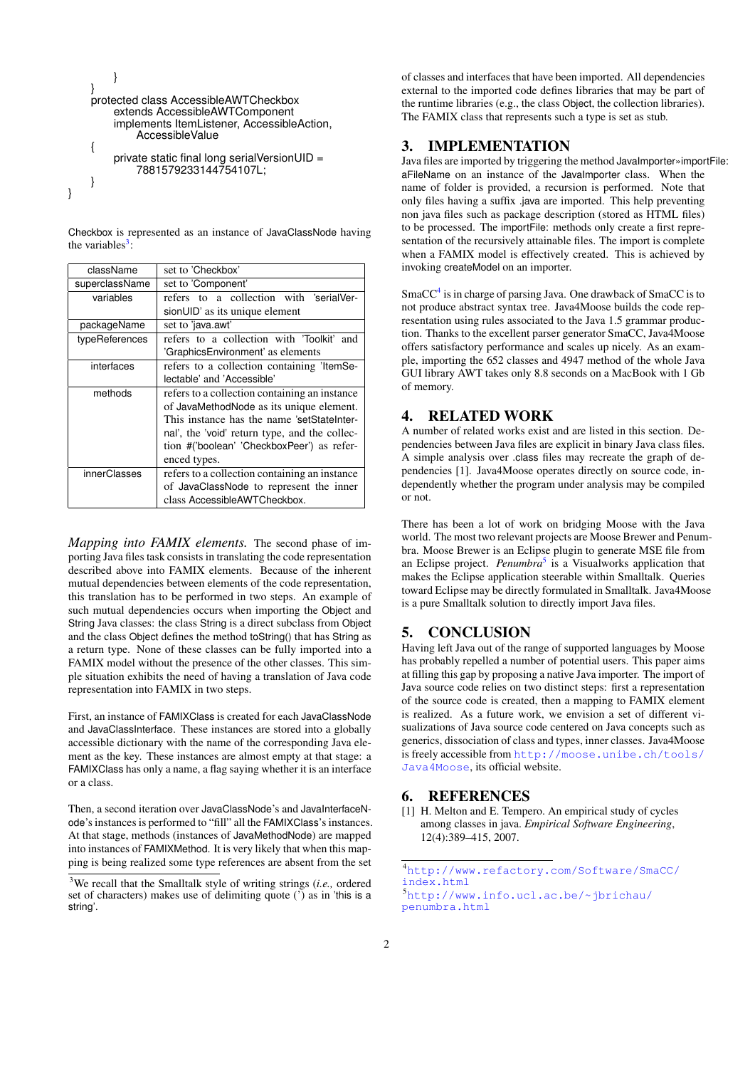```
        }
    }
    protected class AccessibleAWTCheckbox
        extends AccessibleAWTComponent
        implements ItemListener, AccessibleAction,
            AccessibleValue
    {
        private static final long serialVersionUID =
            7881579233144754107L;
    }
}
```

Checkbox is represented as an instance of JavaClassNode having the variables[3]:

| | |
|---|---|
| className | set to 'Checkbox' |
| superclassName | set to 'Component' |
| variables | refers to a collection with 'serialVersionUID' as its unique element |
| packageName | set to 'java.awt' |
| typeReferences | refers to a collection with 'Toolkit' and 'GraphicsEnvironment' as elements |
| interfaces | refers to a collection containing 'ItemSelectable' and 'Accessible' |
| methods | refers to a collection containing an instance of JavaMethodNode as its unique element. This instance has the name 'setStateInternal', the 'void' return type, and the collection #('boolean' 'CheckboxPeer') as referenced types. |
| innerClasses | refers to a collection containing an instance of JavaClassNode to represent the inner class AccessibleAWTCheckbox. |

*Mapping into FAMIX elements.* The second phase of importing Java files task consists in translating the code representation described above into FAMIX elements. Because of the inherent mutual dependencies between elements of the code representation, this translation has to be performed in two steps. An example of such mutual dependencies occurs when importing the Object and String Java classes: the class String is a direct subclass from Object and the class Object defines the method toString() that has String as a return type. None of these classes can be fully imported into a FAMIX model without the presence of the other classes. This simple situation exhibits the need of having a translation of Java code representation into FAMIX in two steps.

First, an instance of FAMIXClass is created for each JavaClassNode and JavaClassInterface. These instances are stored into a globally accessible dictionary with the name of the corresponding Java element as the key. These instances are almost empty at that stage: a FAMIXClass has only a name, a flag saying whether it is an interface or a class.

Then, a second iteration over JavaClassNode's and JavaInterfaceNode's instances is performed to "fill" all the FAMIXClass's instances. At that stage, methods (instances of JavaMethodNode) are mapped into instances of FAMIXMethod. It is very likely that when this mapping is being realized some type references are absent from the set of classes and interfaces that have been imported. All dependencies external to the imported code defines libraries that may be part of the runtime libraries (e.g., the class Object, the collection libraries). The FAMIX class that represents such a type is set as stub.

[3] We recall that the Smalltalk style of writing strings (*i.e.,* ordered set of characters) makes use of delimiting quote (') as in 'this is a string'.

## 3. IMPLEMENTATION

Java files are imported by triggering the method JavaImporter»importFile: aFileName on an instance of the JavaImporter class. When the name of folder is provided, a recursion is performed. Note that only files having a suffix .java are imported. This help preventing non java files such as package description (stored as HTML files) to be processed. The importFile: methods only create a first representation of the recursively attainable files. The import is complete when a FAMIX model is effectively created. This is achieved by invoking createModel on an importer.

SmaCC[4] is in charge of parsing Java. One drawback of SmaCC is to not produce abstract syntax tree. Java4Moose builds the code representation using rules associated to the Java 1.5 grammar production. Thanks to the excellent parser generator SmaCC, Java4Moose offers satisfactory performance and scales up nicely. As an example, importing the 652 classes and 4947 method of the whole Java GUI library AWT takes only 8.8 seconds on a MacBook with 1 Gb of memory.

## 4. RELATED WORK

A number of related works exist and are listed in this section. Dependencies between Java files are explicit in binary Java class files. A simple analysis over .class files may recreate the graph of dependencies [1]. Java4Moose operates directly on source code, independently whether the program under analysis may be compiled or not.

There has been a lot of work on bridging Moose with the Java world. The most two relevant projects are Moose Brewer and Penumbra. Moose Brewer is an Eclipse plugin to generate MSE file from an Eclipse project. *Penumbra*[5] is a Visualworks application that makes the Eclipse application steerable within Smalltalk. Queries toward Eclipse may be directly formulated in Smalltalk. Java4Moose is a pure Smalltalk solution to directly import Java files.

## 5. CONCLUSION

Having left Java out of the range of supported languages by Moose has probably repelled a number of potential users. This paper aims at filling this gap by proposing a native Java importer. The import of Java source code relies on two distinct steps: first a representation of the source code is created, then a mapping to FAMIX element is realized. As a future work, we envision a set of different visualizations of Java source code centered on Java concepts such as generics, dissociation of class and types, inner classes. Java4Moose is freely accessible from http://moose.unibe.ch/tools/Java4Moose, its official website.

## 6. REFERENCES

[1] H. Melton and E. Tempero. An empirical study of cycles among classes in java. *Empirical Software Engineering*, 12(4):389–415, 2007.

[4] http://www.refactory.com/Software/SmaCC/index.html

[5] http://www.info.ucl.ac.be/~jbrichau/penumbra.html